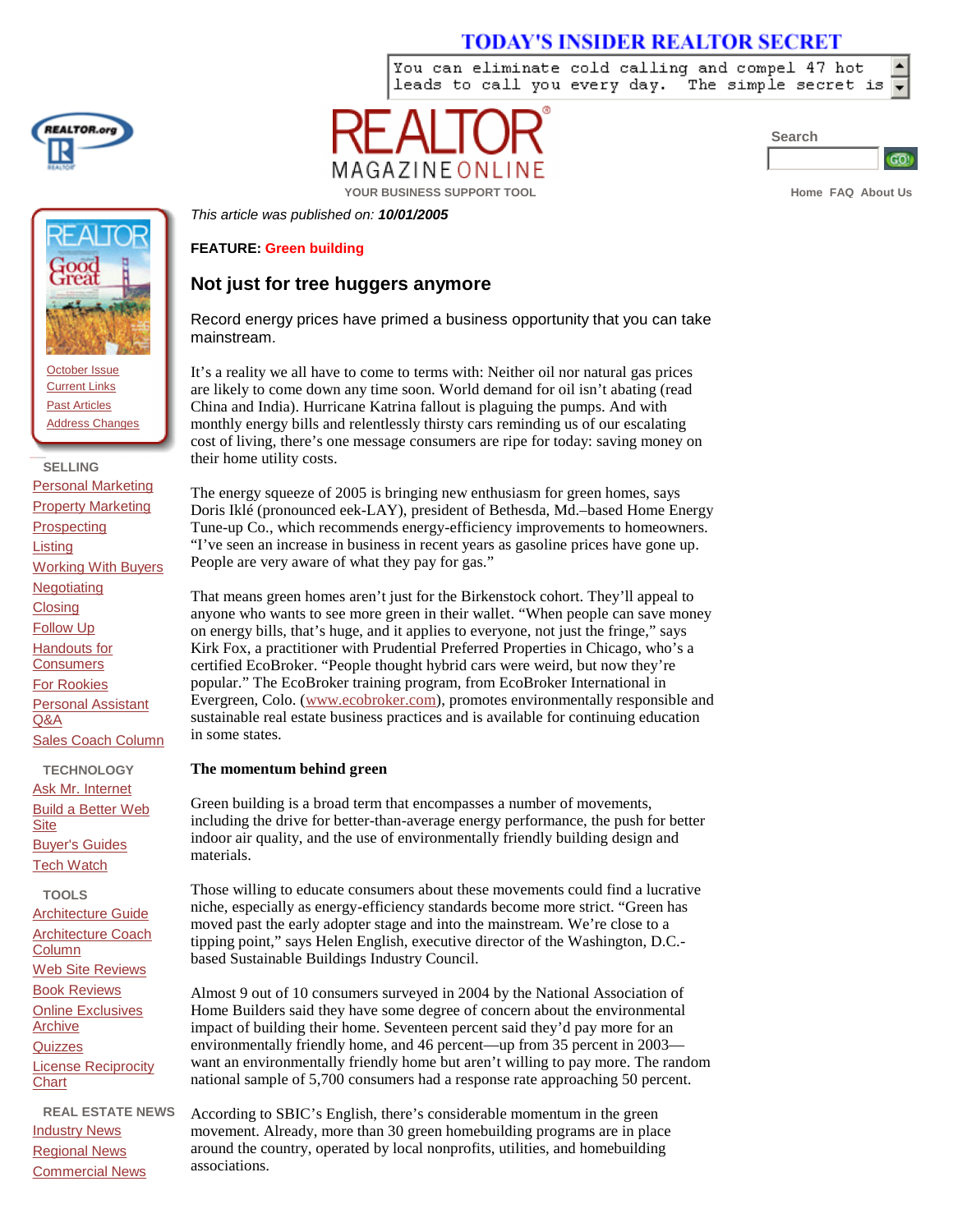TODAY'S INSIDER REALTOR SECRET

You can eliminate cold calling and compel 47 hot leads to call you every day. The simple secret is

REALTOR® MAGAZINE ONLINE

YOUR BUSINESS SUPPORT TOOL

Search

Home FAQ About Us

October Issue
Current Links
Past Articles
Address Changes

SELLING
- Personal Marketing
- Property Marketing
- Prospecting
- Listing
- Working With Buyers
- Negotiating
- Closing
- Follow Up
- Handouts for Consumers
- For Rookies
- Personal Assistant Q&A
- Sales Coach Column

TECHNOLOGY
- Ask Mr. Internet
- Build a Better Web Site
- Buyer's Guides
- Tech Watch

TOOLS
- Architecture Guide
- Architecture Coach Column
- Web Site Reviews
- Book Reviews
- Online Exclusives Archive
- Quizzes
- License Reciprocity Chart

REAL ESTATE NEWS
- Industry News
- Regional News
- Commercial News

*This article was published on: **10/01/2005***

**FEATURE: Green building**

## Not just for tree huggers anymore

Record energy prices have primed a business opportunity that you can take mainstream.

It's a reality we all have to come to terms with: Neither oil nor natural gas prices are likely to come down any time soon. World demand for oil isn't abating (read China and India). Hurricane Katrina fallout is plaguing the pumps. And with monthly energy bills and relentlessly thirsty cars reminding us of our escalating cost of living, there's one message consumers are ripe for today: saving money on their home utility costs.

The energy squeeze of 2005 is bringing new enthusiasm for green homes, says Doris Iklé (pronounced eek-LAY), president of Bethesda, Md.–based Home Energy Tune-up Co., which recommends energy-efficiency improvements to homeowners. "I've seen an increase in business in recent years as gasoline prices have gone up. People are very aware of what they pay for gas."

That means green homes aren't just for the Birkenstock cohort. They'll appeal to anyone who wants to see more green in their wallet. "When people can save money on energy bills, that's huge, and it applies to everyone, not just the fringe," says Kirk Fox, a practitioner with Prudential Preferred Properties in Chicago, who's a certified EcoBroker. "People thought hybrid cars were weird, but now they're popular." The EcoBroker training program, from EcoBroker International in Evergreen, Colo. (www.ecobroker.com), promotes environmentally responsible and sustainable real estate business practices and is available for continuing education in some states.

**The momentum behind green**

Green building is a broad term that encompasses a number of movements, including the drive for better-than-average energy performance, the push for better indoor air quality, and the use of environmentally friendly building design and materials.

Those willing to educate consumers about these movements could find a lucrative niche, especially as energy-efficiency standards become more strict. "Green has moved past the early adopter stage and into the mainstream. We're close to a tipping point," says Helen English, executive director of the Washington, D.C.-based Sustainable Buildings Industry Council.

Almost 9 out of 10 consumers surveyed in 2004 by the National Association of Home Builders said they have some degree of concern about the environmental impact of building their home. Seventeen percent said they'd pay more for an environmentally friendly home, and 46 percent—up from 35 percent in 2003—want an environmentally friendly home but aren't willing to pay more. The random national sample of 5,700 consumers had a response rate approaching 50 percent.

According to SBIC's English, there's considerable momentum in the green movement. Already, more than 30 green homebuilding programs are in place around the country, operated by local nonprofits, utilities, and homebuilding associations.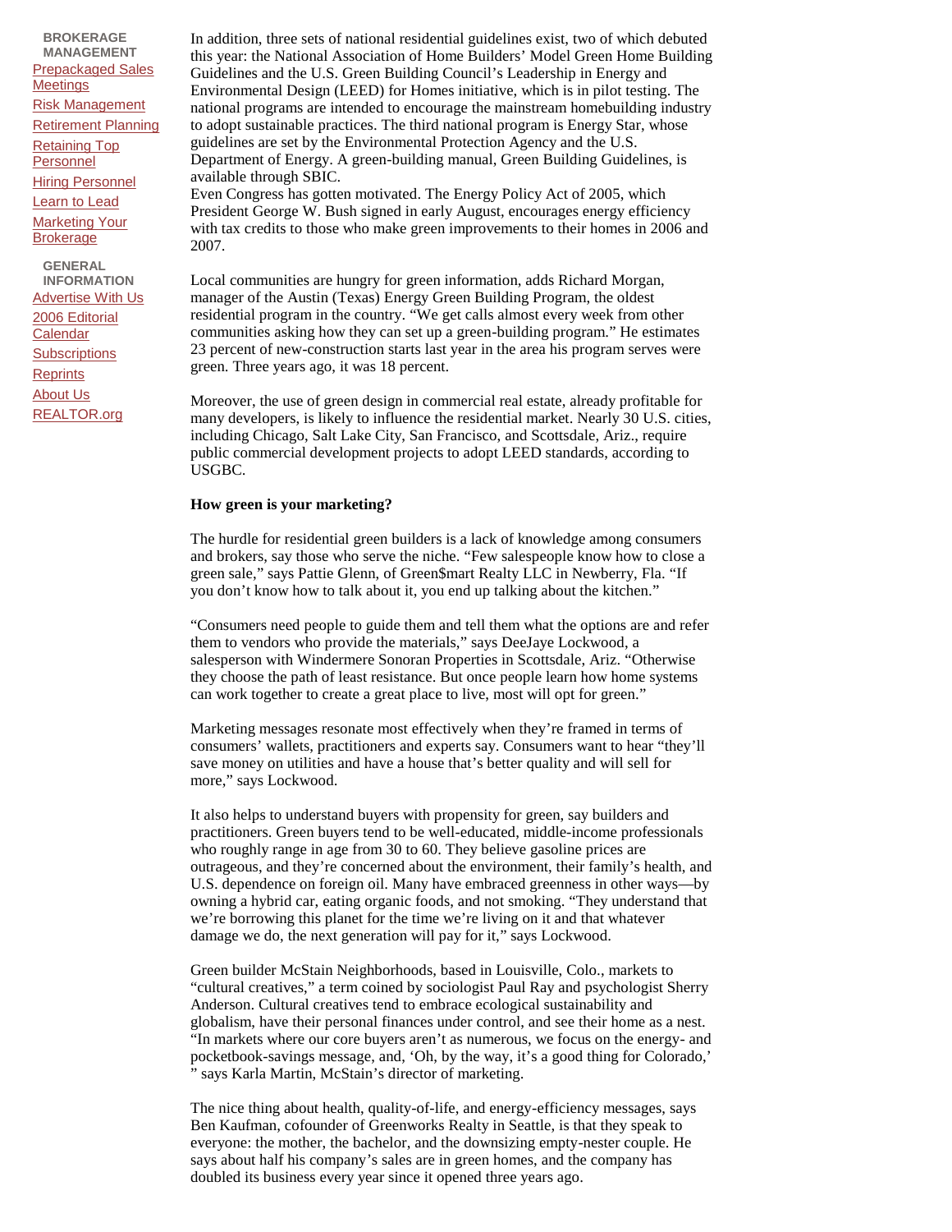BROKERAGE MANAGEMENT

- Prepackaged Sales Meetings
- Risk Management
- Retirement Planning
- Retaining Top Personnel
- Hiring Personnel
- Learn to Lead
- Marketing Your Brokerage

GENERAL INFORMATION

- Advertise With Us
- 2006 Editorial Calendar
- Subscriptions
- Reprints
- About Us
- REALTOR.org

In addition, three sets of national residential guidelines exist, two of which debuted this year: the National Association of Home Builders' Model Green Home Building Guidelines and the U.S. Green Building Council's Leadership in Energy and Environmental Design (LEED) for Homes initiative, which is in pilot testing. The national programs are intended to encourage the mainstream homebuilding industry to adopt sustainable practices. The third national program is Energy Star, whose guidelines are set by the Environmental Protection Agency and the U.S. Department of Energy. A green-building manual, Green Building Guidelines, is available through SBIC.
Even Congress has gotten motivated. The Energy Policy Act of 2005, which President George W. Bush signed in early August, encourages energy efficiency with tax credits to those who make green improvements to their homes in 2006 and 2007.

Local communities are hungry for green information, adds Richard Morgan, manager of the Austin (Texas) Energy Green Building Program, the oldest residential program in the country. "We get calls almost every week from other communities asking how they can set up a green-building program." He estimates 23 percent of new-construction starts last year in the area his program serves were green. Three years ago, it was 18 percent.

Moreover, the use of green design in commercial real estate, already profitable for many developers, is likely to influence the residential market. Nearly 30 U.S. cities, including Chicago, Salt Lake City, San Francisco, and Scottsdale, Ariz., require public commercial development projects to adopt LEED standards, according to USGBC.

**How green is your marketing?**

The hurdle for residential green builders is a lack of knowledge among consumers and brokers, say those who serve the niche. "Few salespeople know how to close a green sale," says Pattie Glenn, of Green$mart Realty LLC in Newberry, Fla. "If you don't know how to talk about it, you end up talking about the kitchen."

"Consumers need people to guide them and tell them what the options are and refer them to vendors who provide the materials," says DeeJaye Lockwood, a salesperson with Windermere Sonoran Properties in Scottsdale, Ariz. "Otherwise they choose the path of least resistance. But once people learn how home systems can work together to create a great place to live, most will opt for green."

Marketing messages resonate most effectively when they're framed in terms of consumers' wallets, practitioners and experts say. Consumers want to hear "they'll save money on utilities and have a house that's better quality and will sell for more," says Lockwood.

It also helps to understand buyers with propensity for green, say builders and practitioners. Green buyers tend to be well-educated, middle-income professionals who roughly range in age from 30 to 60. They believe gasoline prices are outrageous, and they're concerned about the environment, their family's health, and U.S. dependence on foreign oil. Many have embraced greenness in other ways—by owning a hybrid car, eating organic foods, and not smoking. "They understand that we're borrowing this planet for the time we're living on it and that whatever damage we do, the next generation will pay for it," says Lockwood.

Green builder McStain Neighborhoods, based in Louisville, Colo., markets to "cultural creatives," a term coined by sociologist Paul Ray and psychologist Sherry Anderson. Cultural creatives tend to embrace ecological sustainability and globalism, have their personal finances under control, and see their home as a nest. "In markets where our core buyers aren't as numerous, we focus on the energy- and pocketbook-savings message, and, 'Oh, by the way, it's a good thing for Colorado,' " says Karla Martin, McStain's director of marketing.

The nice thing about health, quality-of-life, and energy-efficiency messages, says Ben Kaufman, cofounder of Greenworks Realty in Seattle, is that they speak to everyone: the mother, the bachelor, and the downsizing empty-nester couple. He says about half his company's sales are in green homes, and the company has doubled its business every year since it opened three years ago.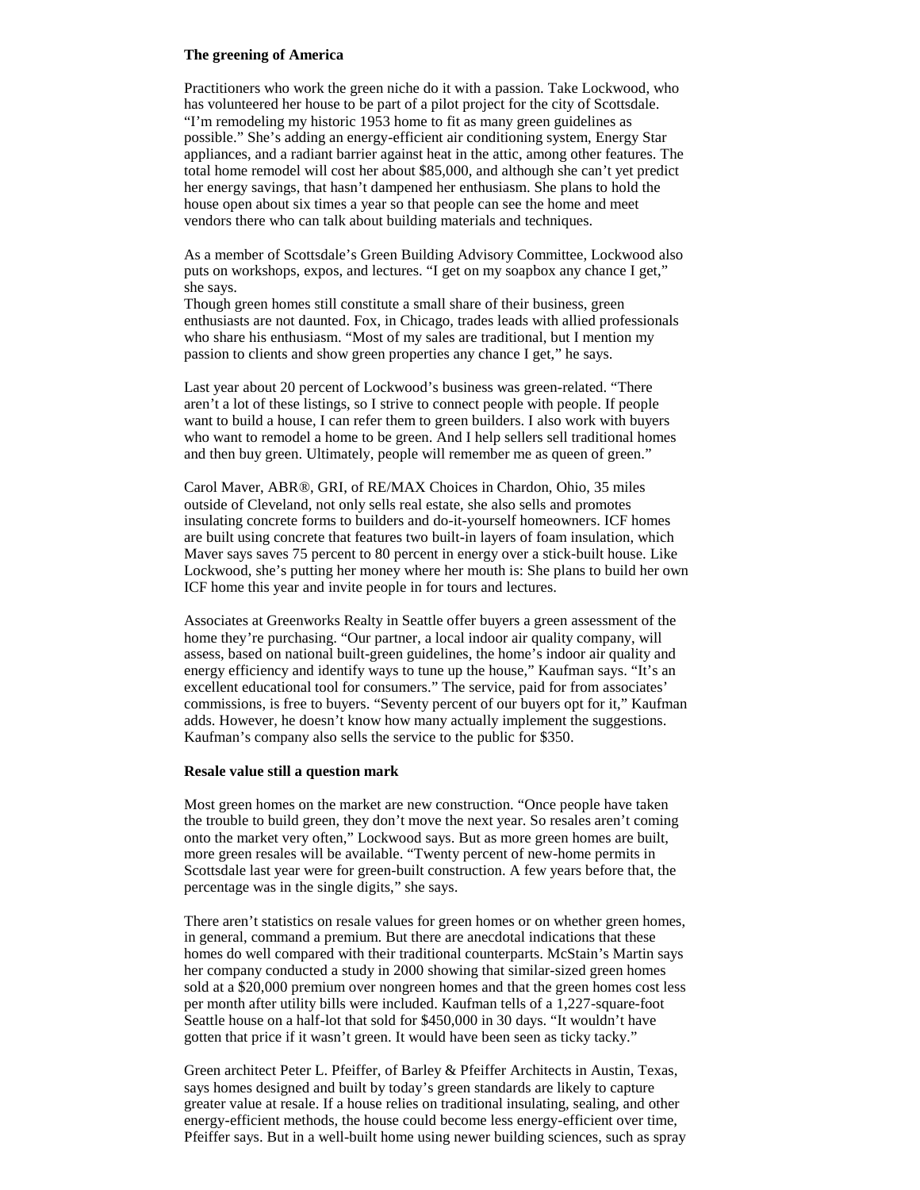**The greening of America**

Practitioners who work the green niche do it with a passion. Take Lockwood, who has volunteered her house to be part of a pilot project for the city of Scottsdale. “I’m remodeling my historic 1953 home to fit as many green guidelines as possible.” She’s adding an energy-efficient air conditioning system, Energy Star appliances, and a radiant barrier against heat in the attic, among other features. The total home remodel will cost her about $85,000, and although she can’t yet predict her energy savings, that hasn’t dampened her enthusiasm. She plans to hold the house open about six times a year so that people can see the home and meet vendors there who can talk about building materials and techniques.

As a member of Scottsdale’s Green Building Advisory Committee, Lockwood also puts on workshops, expos, and lectures. “I get on my soapbox any chance I get,” she says.

Though green homes still constitute a small share of their business, green enthusiasts are not daunted. Fox, in Chicago, trades leads with allied professionals who share his enthusiasm. “Most of my sales are traditional, but I mention my passion to clients and show green properties any chance I get,” he says.

Last year about 20 percent of Lockwood’s business was green-related. “There aren’t a lot of these listings, so I strive to connect people with people. If people want to build a house, I can refer them to green builders. I also work with buyers who want to remodel a home to be green. And I help sellers sell traditional homes and then buy green. Ultimately, people will remember me as queen of green.”

Carol Maver, ABR®, GRI, of RE/MAX Choices in Chardon, Ohio, 35 miles outside of Cleveland, not only sells real estate, she also sells and promotes insulating concrete forms to builders and do-it-yourself homeowners. ICF homes are built using concrete that features two built-in layers of foam insulation, which Maver says saves 75 percent to 80 percent in energy over a stick-built house. Like Lockwood, she’s putting her money where her mouth is: She plans to build her own ICF home this year and invite people in for tours and lectures.

Associates at Greenworks Realty in Seattle offer buyers a green assessment of the home they’re purchasing. “Our partner, a local indoor air quality company, will assess, based on national built-green guidelines, the home’s indoor air quality and energy efficiency and identify ways to tune up the house,” Kaufman says. “It’s an excellent educational tool for consumers.” The service, paid for from associates’ commissions, is free to buyers. “Seventy percent of our buyers opt for it,” Kaufman adds. However, he doesn’t know how many actually implement the suggestions. Kaufman’s company also sells the service to the public for $350.

**Resale value still a question mark**

Most green homes on the market are new construction. “Once people have taken the trouble to build green, they don’t move the next year. So resales aren’t coming onto the market very often,” Lockwood says. But as more green homes are built, more green resales will be available. “Twenty percent of new-home permits in Scottsdale last year were for green-built construction. A few years before that, the percentage was in the single digits,” she says.

There aren’t statistics on resale values for green homes or on whether green homes, in general, command a premium. But there are anecdotal indications that these homes do well compared with their traditional counterparts. McStain’s Martin says her company conducted a study in 2000 showing that similar-sized green homes sold at a $20,000 premium over nongreen homes and that the green homes cost less per month after utility bills were included. Kaufman tells of a 1,227-square-foot Seattle house on a half-lot that sold for $450,000 in 30 days. “It wouldn’t have gotten that price if it wasn’t green. It would have been seen as ticky tacky.”

Green architect Peter L. Pfeiffer, of Barley & Pfeiffer Architects in Austin, Texas, says homes designed and built by today’s green standards are likely to capture greater value at resale. If a house relies on traditional insulating, sealing, and other energy-efficient methods, the house could become less energy-efficient over time, Pfeiffer says. But in a well-built home using newer building sciences, such as spray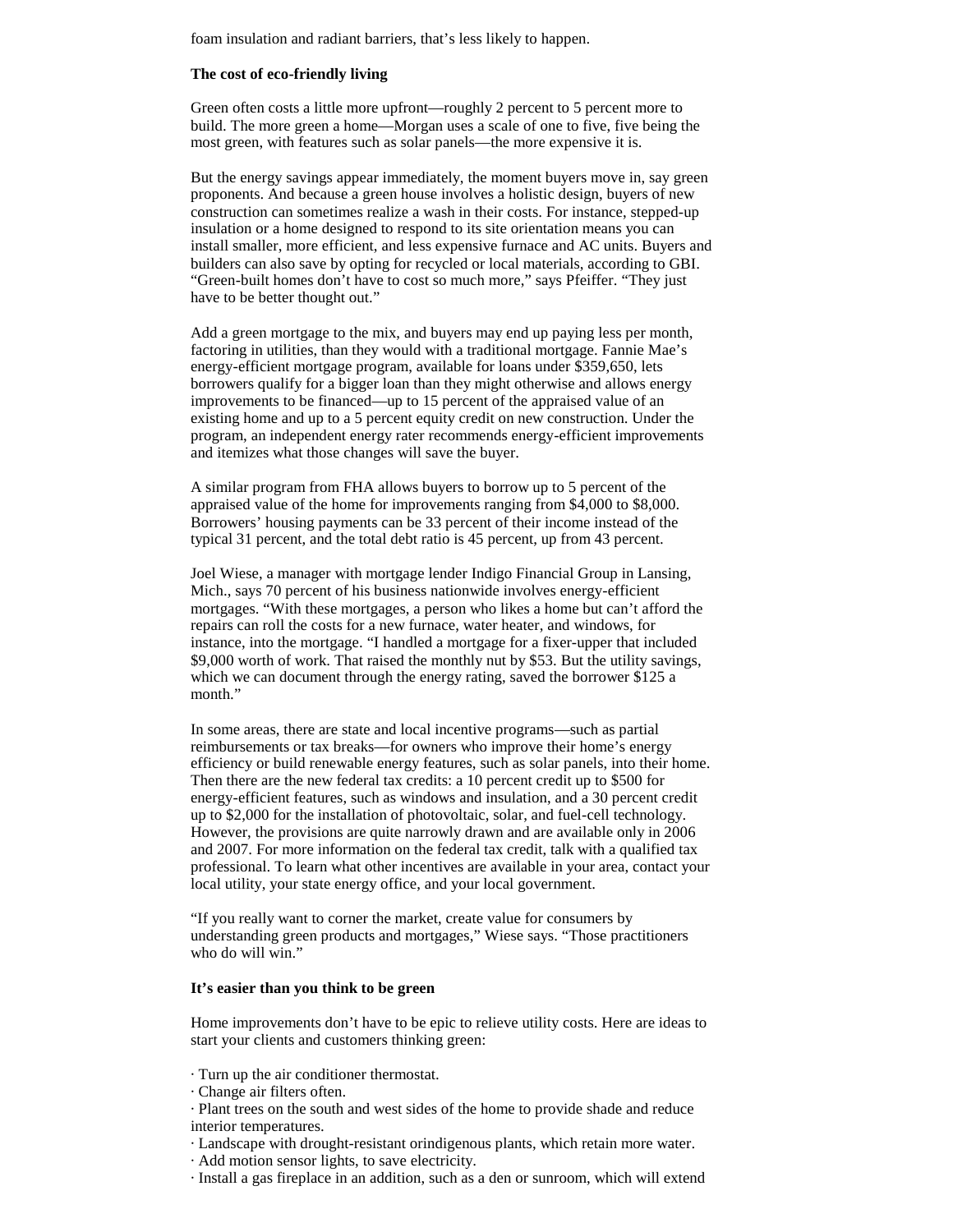foam insulation and radiant barriers, that's less likely to happen.

**The cost of eco-friendly living**

Green often costs a little more upfront—roughly 2 percent to 5 percent more to build. The more green a home—Morgan uses a scale of one to five, five being the most green, with features such as solar panels—the more expensive it is.

But the energy savings appear immediately, the moment buyers move in, say green proponents. And because a green house involves a holistic design, buyers of new construction can sometimes realize a wash in their costs. For instance, stepped-up insulation or a home designed to respond to its site orientation means you can install smaller, more efficient, and less expensive furnace and AC units. Buyers and builders can also save by opting for recycled or local materials, according to GBI. "Green-built homes don't have to cost so much more," says Pfeiffer. "They just have to be better thought out."

Add a green mortgage to the mix, and buyers may end up paying less per month, factoring in utilities, than they would with a traditional mortgage. Fannie Mae's energy-efficient mortgage program, available for loans under $359,650, lets borrowers qualify for a bigger loan than they might otherwise and allows energy improvements to be financed—up to 15 percent of the appraised value of an existing home and up to a 5 percent equity credit on new construction. Under the program, an independent energy rater recommends energy-efficient improvements and itemizes what those changes will save the buyer.

A similar program from FHA allows buyers to borrow up to 5 percent of the appraised value of the home for improvements ranging from $4,000 to $8,000. Borrowers' housing payments can be 33 percent of their income instead of the typical 31 percent, and the total debt ratio is 45 percent, up from 43 percent.

Joel Wiese, a manager with mortgage lender Indigo Financial Group in Lansing, Mich., says 70 percent of his business nationwide involves energy-efficient mortgages. "With these mortgages, a person who likes a home but can't afford the repairs can roll the costs for a new furnace, water heater, and windows, for instance, into the mortgage. "I handled a mortgage for a fixer-upper that included $9,000 worth of work. That raised the monthly nut by $53. But the utility savings, which we can document through the energy rating, saved the borrower $125 a month."

In some areas, there are state and local incentive programs—such as partial reimbursements or tax breaks—for owners who improve their home's energy efficiency or build renewable energy features, such as solar panels, into their home. Then there are the new federal tax credits: a 10 percent credit up to $500 for energy-efficient features, such as windows and insulation, and a 30 percent credit up to $2,000 for the installation of photovoltaic, solar, and fuel-cell technology. However, the provisions are quite narrowly drawn and are available only in 2006 and 2007. For more information on the federal tax credit, talk with a qualified tax professional. To learn what other incentives are available in your area, contact your local utility, your state energy office, and your local government.

"If you really want to corner the market, create value for consumers by understanding green products and mortgages," Wiese says. "Those practitioners who do will win."

**It's easier than you think to be green**

Home improvements don't have to be epic to relieve utility costs. Here are ideas to start your clients and customers thinking green:

· Turn up the air conditioner thermostat.
· Change air filters often.
· Plant trees on the south and west sides of the home to provide shade and reduce interior temperatures.
· Landscape with drought-resistant orindigenous plants, which retain more water.
· Add motion sensor lights, to save electricity.
· Install a gas fireplace in an addition, such as a den or sunroom, which will extend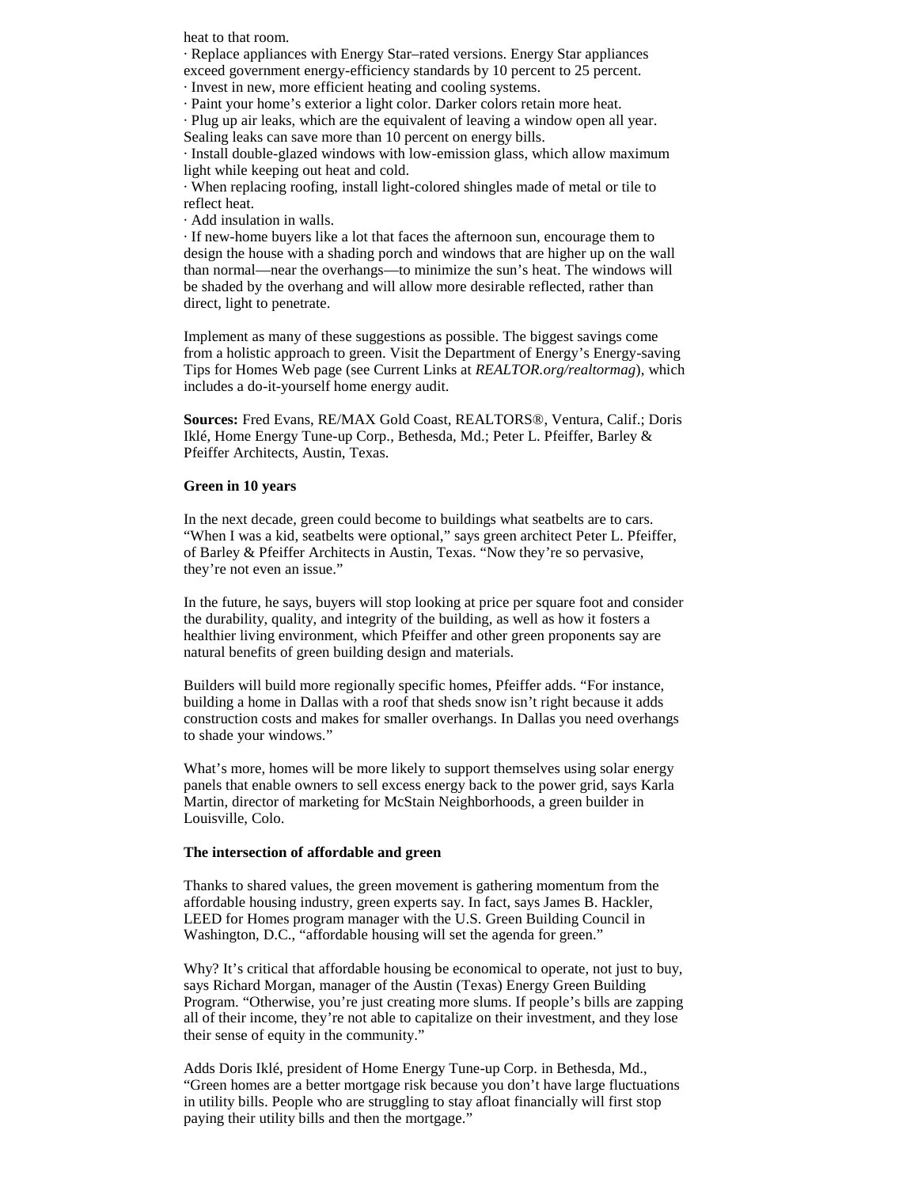heat to that room.

· Replace appliances with Energy Star–rated versions. Energy Star appliances exceed government energy-efficiency standards by 10 percent to 25 percent.

· Invest in new, more efficient heating and cooling systems.

· Paint your home's exterior a light color. Darker colors retain more heat.

· Plug up air leaks, which are the equivalent of leaving a window open all year. Sealing leaks can save more than 10 percent on energy bills.

· Install double-glazed windows with low-emission glass, which allow maximum light while keeping out heat and cold.

· When replacing roofing, install light-colored shingles made of metal or tile to reflect heat.

· Add insulation in walls.

· If new-home buyers like a lot that faces the afternoon sun, encourage them to design the house with a shading porch and windows that are higher up on the wall than normal—near the overhangs—to minimize the sun's heat. The windows will be shaded by the overhang and will allow more desirable reflected, rather than direct, light to penetrate.

Implement as many of these suggestions as possible. The biggest savings come from a holistic approach to green. Visit the Department of Energy's Energy-saving Tips for Homes Web page (see Current Links at *REALTOR.org/realtormag*), which includes a do-it-yourself home energy audit.

**Sources:** Fred Evans, RE/MAX Gold Coast, REALTORS®, Ventura, Calif.; Doris Iklé, Home Energy Tune-up Corp., Bethesda, Md.; Peter L. Pfeiffer, Barley & Pfeiffer Architects, Austin, Texas.

**Green in 10 years**

In the next decade, green could become to buildings what seatbelts are to cars. "When I was a kid, seatbelts were optional," says green architect Peter L. Pfeiffer, of Barley & Pfeiffer Architects in Austin, Texas. "Now they're so pervasive, they're not even an issue."

In the future, he says, buyers will stop looking at price per square foot and consider the durability, quality, and integrity of the building, as well as how it fosters a healthier living environment, which Pfeiffer and other green proponents say are natural benefits of green building design and materials.

Builders will build more regionally specific homes, Pfeiffer adds. "For instance, building a home in Dallas with a roof that sheds snow isn't right because it adds construction costs and makes for smaller overhangs. In Dallas you need overhangs to shade your windows."

What's more, homes will be more likely to support themselves using solar energy panels that enable owners to sell excess energy back to the power grid, says Karla Martin, director of marketing for McStain Neighborhoods, a green builder in Louisville, Colo.

**The intersection of affordable and green**

Thanks to shared values, the green movement is gathering momentum from the affordable housing industry, green experts say. In fact, says James B. Hackler, LEED for Homes program manager with the U.S. Green Building Council in Washington, D.C., "affordable housing will set the agenda for green."

Why? It's critical that affordable housing be economical to operate, not just to buy, says Richard Morgan, manager of the Austin (Texas) Energy Green Building Program. "Otherwise, you're just creating more slums. If people's bills are zapping all of their income, they're not able to capitalize on their investment, and they lose their sense of equity in the community."

Adds Doris Iklé, president of Home Energy Tune-up Corp. in Bethesda, Md., "Green homes are a better mortgage risk because you don't have large fluctuations in utility bills. People who are struggling to stay afloat financially will first stop paying their utility bills and then the mortgage."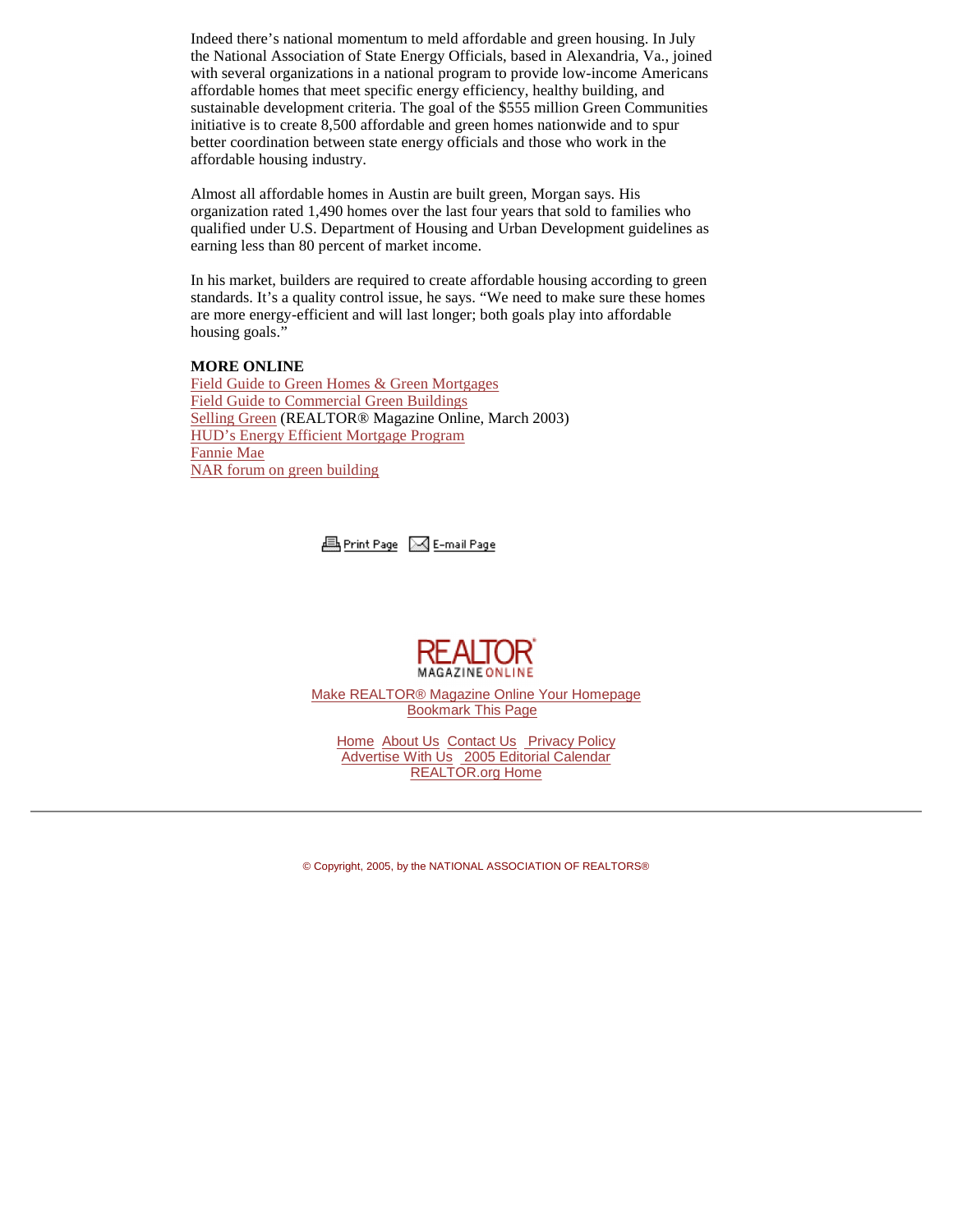Indeed there's national momentum to meld affordable and green housing. In July the National Association of State Energy Officials, based in Alexandria, Va., joined with several organizations in a national program to provide low-income Americans affordable homes that meet specific energy efficiency, healthy building, and sustainable development criteria. The goal of the $555 million Green Communities initiative is to create 8,500 affordable and green homes nationwide and to spur better coordination between state energy officials and those who work in the affordable housing industry.

Almost all affordable homes in Austin are built green, Morgan says. His organization rated 1,490 homes over the last four years that sold to families who qualified under U.S. Department of Housing and Urban Development guidelines as earning less than 80 percent of market income.

In his market, builders are required to create affordable housing according to green standards. It's a quality control issue, he says. "We need to make sure these homes are more energy-efficient and will last longer; both goals play into affordable housing goals."

**MORE ONLINE**

Field Guide to Green Homes & Green Mortgages
Field Guide to Commercial Green Buildings
Selling Green (REALTOR® Magazine Online, March 2003)
HUD's Energy Efficient Mortgage Program
Fannie Mae
NAR forum on green building

Print Page E-mail Page

REALTOR® MAGAZINE ONLINE

Make REALTOR® Magazine Online Your Homepage
Bookmark This Page

Home About Us Contact Us Privacy Policy
Advertise With Us 2005 Editorial Calendar
REALTOR.org Home

© Copyright, 2005, by the NATIONAL ASSOCIATION OF REALTORS®